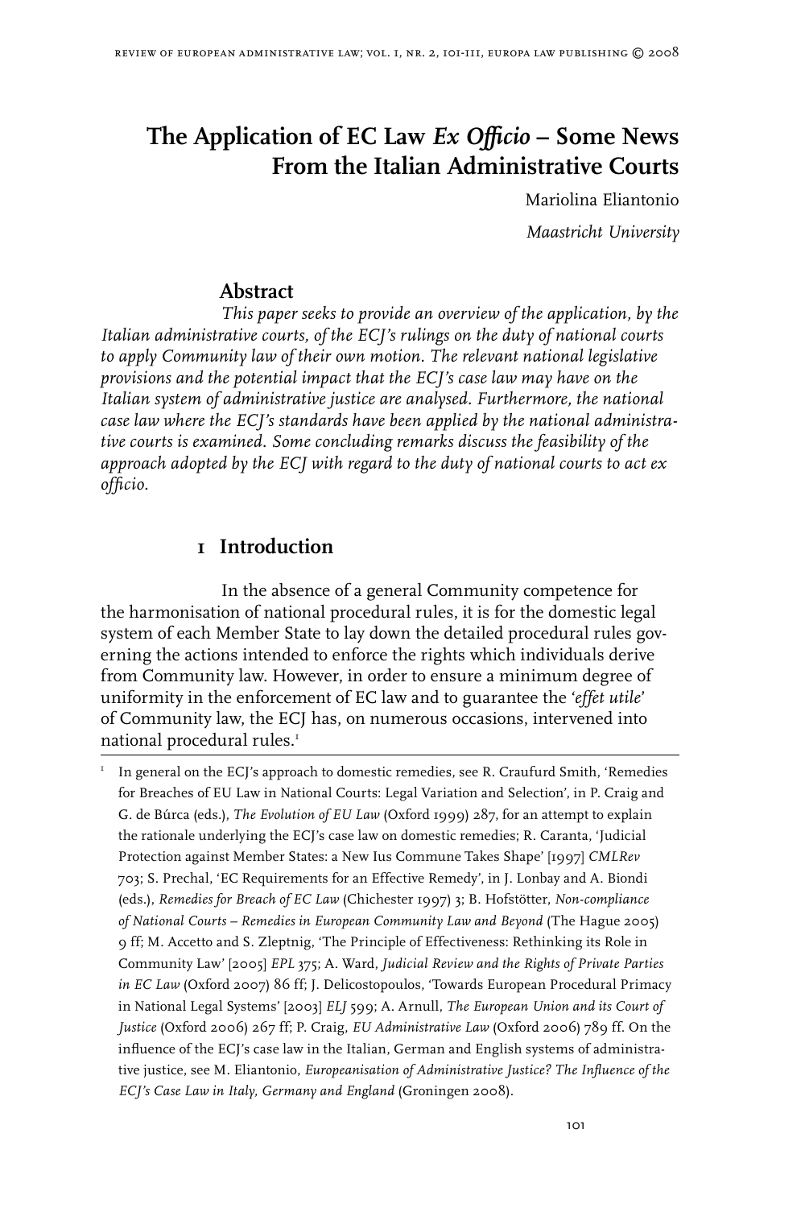# The Application of EC Law *Ex Officio* – Some News From the Italian Administrative Courts

Mariolina Eliantonio

*Maastricht University*

## Abstract

*This paper seeks to provide an overview of the application, by the Italian administrative courts, of the ECJ's rulings on the duty of national courts to apply Community law of their own motion. The relevant national legislative provisions and the potential impact that the ECJ's case law may have on the Italian system of administrative justice are analysed. Furthermore, the national case law where the ECJ's standards have been applied by the national administrative courts is examined. Some concluding remarks discuss the feasibility of the approach adopted by the ECJ with regard to the duty of national courts to act ex officio.*

## 1 Introduction

In the absence of a general Community competence for the harmonisation of national procedural rules, it is for the domestic legal system of each Member State to lay down the detailed procedural rules governing the actions intended to enforce the rights which individuals derive from Community law. However, in order to ensure a minimum degree of uniformity in the enforcement of EC law and to guarantee the '*effet utile*' of Community law, the ECJ has, on numerous occasions, intervened into national procedural rules.[1]

---

[1] In general on the ECJ's approach to domestic remedies, see R. Craufurd Smith, 'Remedies for Breaches of EU Law in National Courts: Legal Variation and Selection', in P. Craig and G. de Búrca (eds.), *The Evolution of EU Law* (Oxford 1999) 287, for an attempt to explain the rationale underlying the ECJ's case law on domestic remedies; R. Caranta, 'Judicial Protection against Member States: a New Ius Commune Takes Shape' [1997] *CMLRev* 703; S. Prechal, 'EC Requirements for an Effective Remedy', in J. Lonbay and A. Biondi (eds.), *Remedies for Breach of EC Law* (Chichester 1997) 3; B. Hofstötter, *Non-compliance of National Courts – Remedies in European Community Law and Beyond* (The Hague 2005) 9 ff; M. Accetto and S. Zleptnig, 'The Principle of Effectiveness: Rethinking its Role in Community Law' [2005] *EPL* 375; A. Ward, *Judicial Review and the Rights of Private Parties in EC Law* (Oxford 2007) 86 ff; J. Delicostopoulos, 'Towards European Procedural Primacy in National Legal Systems' [2003] *ELJ* 599; A. Arnull, *The European Union and its Court of Justice* (Oxford 2006) 267 ff; P. Craig, *EU Administrative Law* (Oxford 2006) 789 ff. On the influence of the ECJ's case law in the Italian, German and English systems of administrative justice, see M. Eliantonio, *Europeanisation of Administrative Justice? The Influence of the ECJ's Case Law in Italy, Germany and England* (Groningen 2008).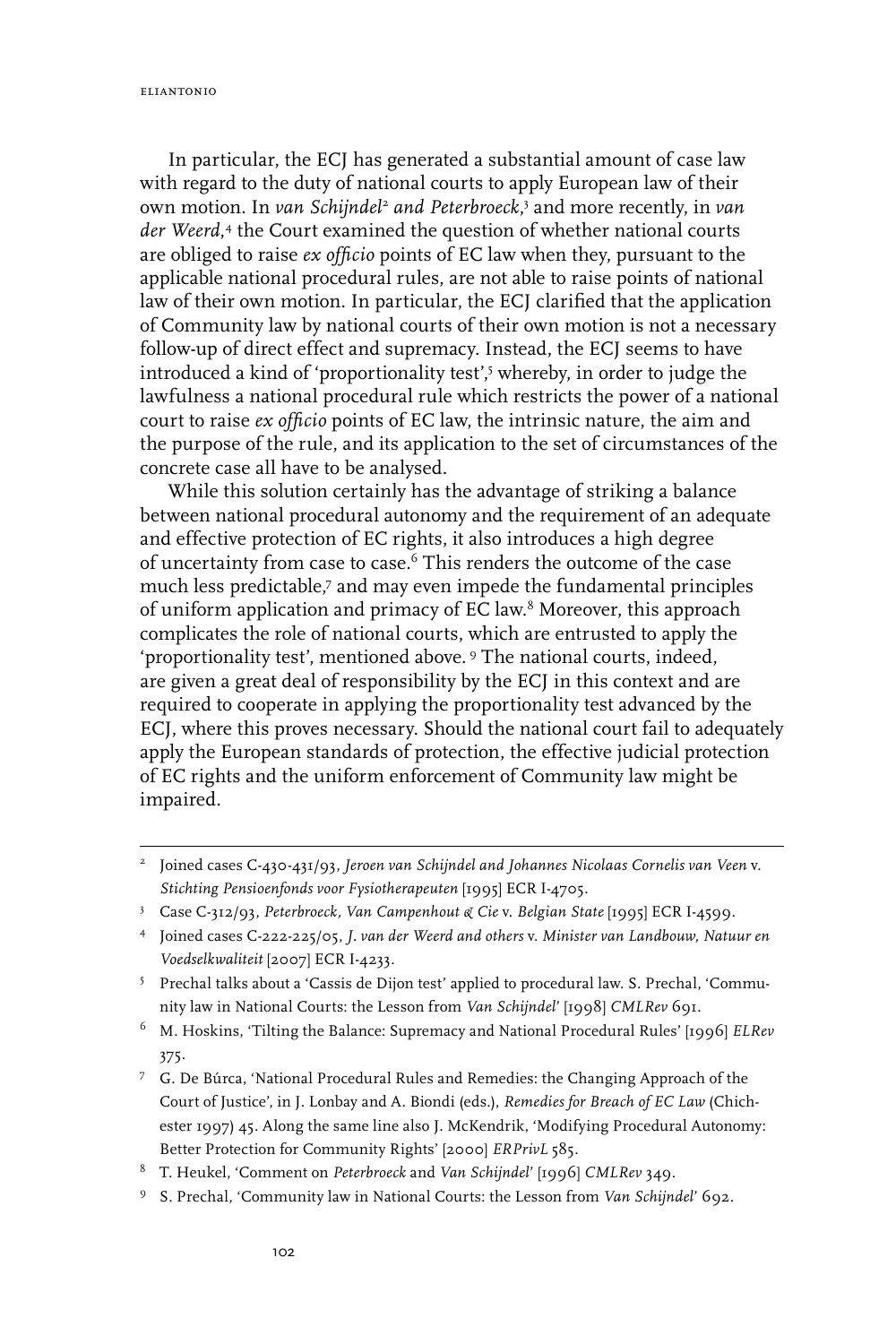In particular, the ECJ has generated a substantial amount of case law with regard to the duty of national courts to apply European law of their own motion. In *van Schijndel*[2] *and Peterbroeck*,[3] and more recently, in *van der Weerd*,[4] the Court examined the question of whether national courts are obliged to raise *ex officio* points of EC law when they, pursuant to the applicable national procedural rules, are not able to raise points of national law of their own motion. In particular, the ECJ clarified that the application of Community law by national courts of their own motion is not a necessary follow-up of direct effect and supremacy. Instead, the ECJ seems to have introduced a kind of 'proportionality test',[5] whereby, in order to judge the lawfulness a national procedural rule which restricts the power of a national court to raise *ex officio* points of EC law, the intrinsic nature, the aim and the purpose of the rule, and its application to the set of circumstances of the concrete case all have to be analysed.

While this solution certainly has the advantage of striking a balance between national procedural autonomy and the requirement of an adequate and effective protection of EC rights, it also introduces a high degree of uncertainty from case to case.[6] This renders the outcome of the case much less predictable,[7] and may even impede the fundamental principles of uniform application and primacy of EC law.[8] Moreover, this approach complicates the role of national courts, which are entrusted to apply the 'proportionality test', mentioned above.[9] The national courts, indeed, are given a deal of responsibility by the ECJ in this context and are required to cooperate in applying the proportionality test advanced by the ECJ, where this proves necessary. Should the national court fail to adequately apply the European standards of protection, the effective judicial protection of EC rights and the uniform enforcement of Community law might be impaired.

---

[2] Joined cases C-430-431/93, *Jeroen van Schijndel and Johannes Nicolaas Cornelis van Veen* v. *Stichting Pensioenfonds voor Fysiotherapeuten* [1995] ECR I-4705.

[3] Case C-312/93, *Peterbroeck, Van Campenhout & Cie* v. *Belgian State* [1995] ECR I-4599.

[4] Joined cases C-222-225/05, *J. van der Weerd and others* v. *Minister van Landbouw, Natuur en Voedselkwaliteit* [2007] ECR I-4233.

[5] Prechal talks about a 'Cassis de Dijon test' applied to procedural law. S. Prechal, 'Community law in National Courts: the Lesson from *Van Schijndel*' [1998] *CMLRev* 691.

[6] M. Hoskins, 'Tilting the Balance: Supremacy and National Procedural Rules' [1996] *ELRev* 375.

[7] G. De Búrca, 'National Procedural Rules and Remedies: the Changing Approach of the Court of Justice', in J. Lonbay and A. Biondi (eds.), *Remedies for Breach of EC Law* (Chichester 1997) 45. Along the same line also J. McKendrik, 'Modifying Procedural Autonomy: Better Protection for Community Rights' [2000] *ERPrivL* 585.

[8] T. Heukel, 'Comment on *Peterbroeck* and *Van Schijndel*' [1996] *CMLRev* 349.

[9] S. Prechal, 'Community law in National Courts: the Lesson from *Van Schijndel*' 692.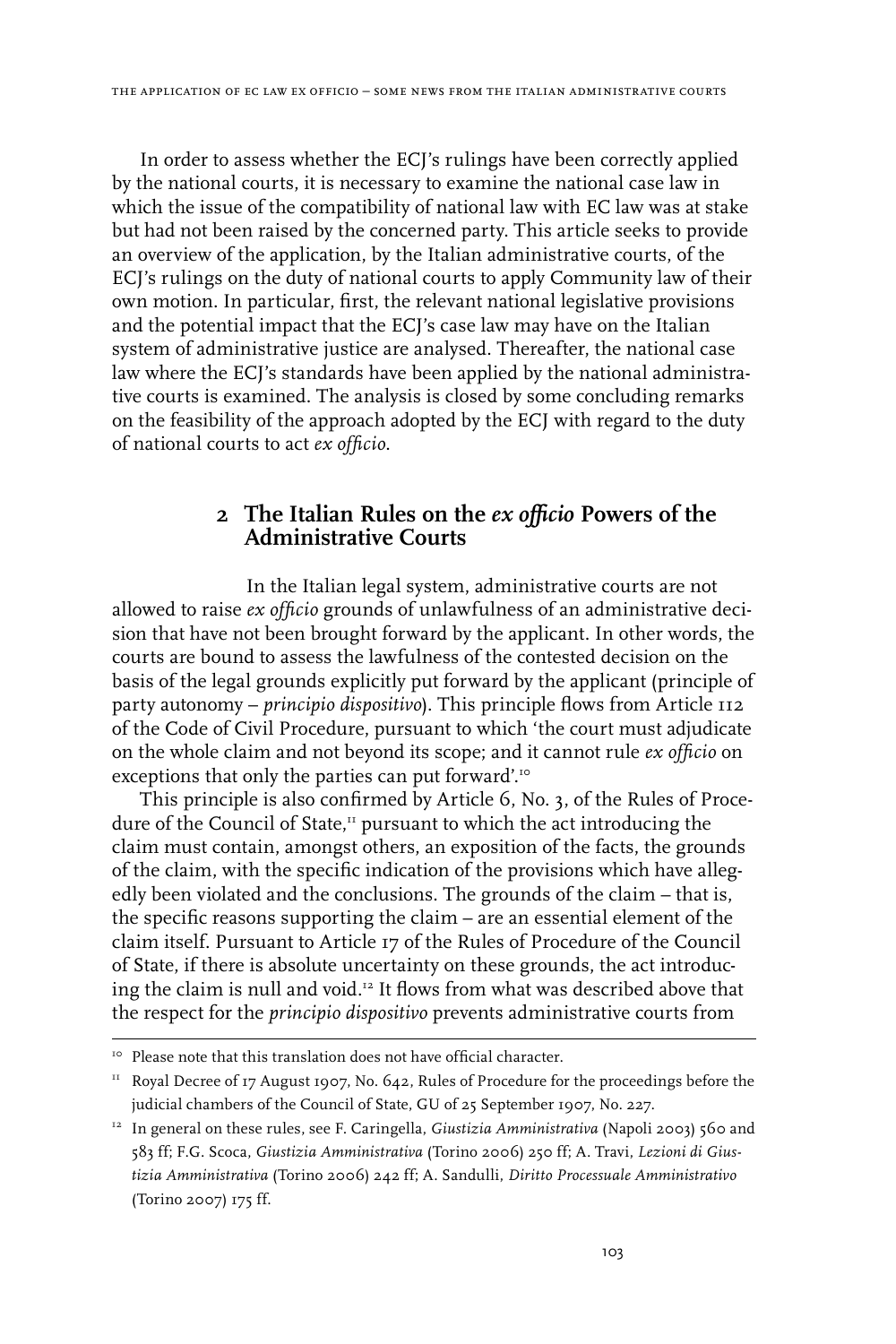In order to assess whether the ECJ's rulings have been correctly applied by the national courts, it is necessary to examine the national case law in which the issue of the compatibility of national law with EC law was at stake but had not been raised by the concerned party. This article seeks to provide an overview of the application, by the Italian administrative courts, of the ECJ's rulings on the duty of national courts to apply Community law of their own motion. In particular, first, the relevant national legislative provisions and the potential impact that the ECJ's case law may have on the Italian system of administrative justice are analysed. Thereafter, the national case law where the ECJ's standards have been applied by the national administrative courts is examined. The analysis is closed by some concluding remarks on the feasibility of the approach adopted by the ECJ with regard to the duty of national courts to act *ex officio*.

## 2 The Italian Rules on the *ex officio* Powers of the Administrative Courts

In the Italian legal system, administrative courts are not allowed to raise *ex officio* grounds of unlawfulness of an administrative decision that have not been brought forward by the applicant. In other words, the courts are bound to assess the lawfulness of the contested decision on the basis of the legal grounds explicitly put forward by the applicant (principle of party autonomy – *principio dispositivo*). This principle flows from Article 112 of the Code of Civil Procedure, pursuant to which 'the court must adjudicate on the whole claim and not beyond its scope; and it cannot rule *ex officio* on exceptions that only the parties can put forward'.[10]

This principle is also confirmed by Article 6, No. 3, of the Rules of Procedure of the Council of State,[11] pursuant to which the act introducing the claim must contain, amongst others, an exposition of the facts, the grounds of the claim, with the specific indication of the provisions which have allegedly been violated and the conclusions. The grounds of the claim – that is, the specific reasons supporting the claim – are an essential element of the claim itself. Pursuant to Article 17 of the Rules of Procedure of the Council of State, if there is absolute uncertainty on these grounds, the act introducing the claim is null and void.[12] It flows from what was described above that the respect for the *principio dispositivo* prevents administrative courts from

---

[10] Please note that this translation does not have official character.

[11] Royal Decree of 17 August 1907, No. 642, Rules of Procedure for the proceedings before the judicial chambers of the Council of State, GU of 25 September 1907, No. 227.

[12] In general on these rules, see F. Caringella, *Giustizia Amministrativa* (Napoli 2003) 560 and 583 ff; F.G. Scoca, *Giustizia Amministrativa* (Torino 2006) 250 ff; A. Travi, *Lezioni di Giustizia Amministrativa* (Torino 2006) 242 ff; A. Sandulli, *Diritto Processuale Amministrativo* (Torino 2007) 175 ff.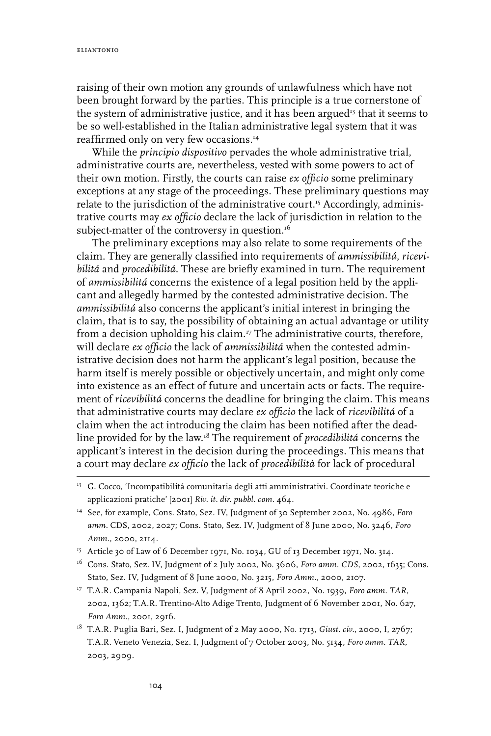raising of their own motion any grounds of unlawfulness which have not been brought forward by the parties. This principle is a true cornerstone of the system of administrative justice, and it has been argued[13] that it seems to be so well-established in the Italian administrative legal system that it was reaffirmed only on very few occasions.[14]

While the *principio dispositivo* pervades the whole administrative trial, administrative courts are, nevertheless, vested with some powers to act of their own motion. Firstly, the courts can raise *ex officio* some preliminary exceptions at any stage of the proceedings. These preliminary questions may relate to the jurisdiction of the administrative court.[15] Accordingly, administrative courts may *ex officio* declare the lack of jurisdiction in relation to the subject-matter of the controversy in question.[16]

The preliminary exceptions may also relate to some requirements of the claim. They are generally classified into requirements of *ammissibilitá*, *ricevibilitá* and *procedibilitá*. These are briefly examined in turn. The requirement of *ammissibilitá* concerns the existence of a legal position held by the applicant and allegedly harmed by the contested administrative decision. The *ammissibilitá* also concerns the applicant's initial interest in bringing the claim, that is to say, the possibility of obtaining an actual advantage or utility from a decision upholding his claim.[17] The administrative courts, therefore, will declare *ex officio* the lack of *ammissibilitá* when the contested administrative decision does not harm the applicant's legal position, because the harm itself is merely possible or objectively uncertain, and might only come into existence as an effect of future and uncertain acts or facts. The requirement of *ricevibilitá* concerns the deadline for bringing the claim. This means that administrative courts may declare *ex officio* the lack of *ricevibilitá* of a claim when the act introducing the claim has been notified after the deadline provided for by the law.[18] The requirement of *procedibilitá* concerns the applicant's interest in the decision during the proceedings. This means that a court may declare *ex officio* the lack of *procedibilità* for lack of procedural

---

[13] G. Cocco, 'Incompatibilitá comunitaria degli atti amministrativi. Coordinate teoriche e applicazioni pratiche' [2001] *Riv. it. dir. pubbl. com.* 464.

[14] See, for example, Cons. Stato, Sez. IV, Judgment of 30 September 2002, No. 4986, *Foro amm.* CDS, 2002, 2027; Cons. Stato, Sez. IV, Judgment of 8 June 2000, No. 3246, *Foro Amm.*, 2000, 2114.

[15] Article 30 of Law of 6 December 1971, No. 1034, GU of 13 December 1971, No. 314.

[16] Cons. Stato, Sez. IV, Judgment of 2 July 2002, No. 3606, *Foro amm. CDS*, 2002, 1635; Cons. Stato, Sez. IV, Judgment of 8 June 2000, No. 3215, *Foro Amm.*, 2000, 2107.

[17] T.A.R. Campania Napoli, Sez. V, Judgment of 8 April 2002, No. 1939, *Foro amm. TAR*, 2002, 1362; T.A.R. Trentino-Alto Adige Trento, Judgment of 6 November 2001, No. 627, *Foro Amm.*, 2001, 2916.

[18] T.A.R. Puglia Bari, Sez. I, Judgment of 2 May 2000, No. 1713, *Giust. civ.*, 2000, I, 2767; T.A.R. Veneto Venezia, Sez. I, Judgment of 7 October 2003, No. 5134, *Foro amm. TAR*, 2003, 2909.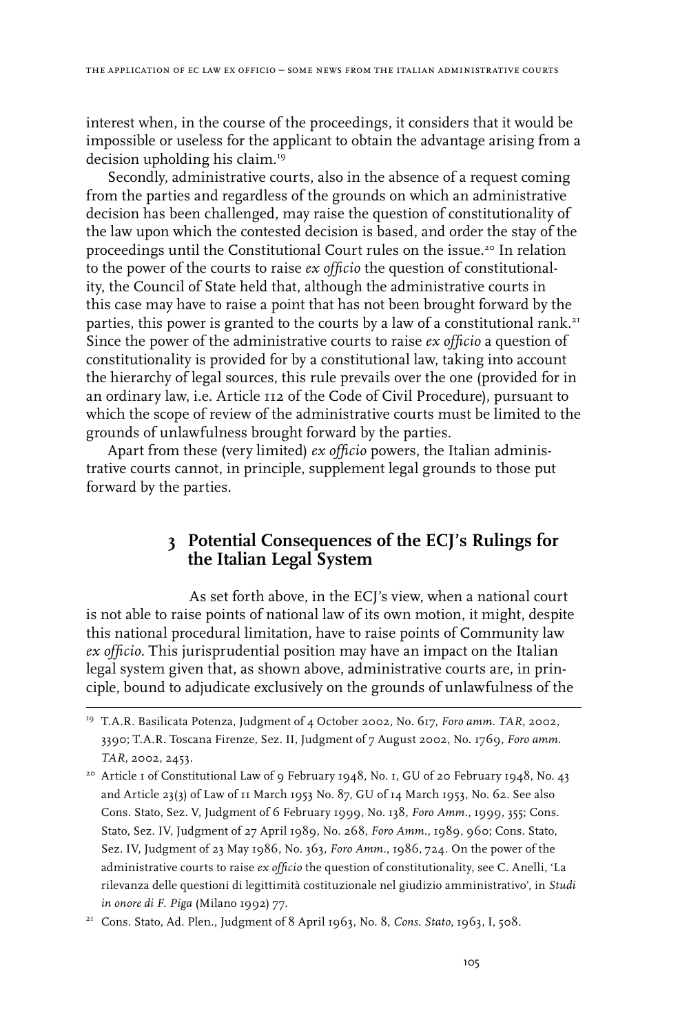interest when, in the course of the proceedings, it considers that it would be impossible or useless for the applicant to obtain the advantage arising from a decision upholding his claim.[19]

Secondly, administrative courts, also in the absence of a request coming from the parties and regardless of the grounds on which an administrative decision has been challenged, may raise the question of constitutionality of the law upon which the contested decision is based, and order the stay of the proceedings until the Constitutional Court rules on the issue.[20] In relation to the power of the courts to raise *ex officio* the question of constitutionality, the Council of State held that, although the administrative courts in this case may have to raise a point that has not been brought forward by the parties, this power is granted to the courts by a law of a constitutional rank.[21] Since the power of the administrative courts to raise *ex officio* a question of constitutionality is provided for by a constitutional law, taking into account the hierarchy of legal sources, this rule prevails over the one (provided for in an ordinary law, i.e. Article 112 of the Code of Civil Procedure), pursuant to which the scope of review of the administrative courts must be limited to the grounds of unlawfulness brought forward by the parties.

Apart from these (very limited) *ex officio* powers, the Italian administrative courts cannot, in principle, supplement legal grounds to those put forward by the parties.

## 3 Potential Consequences of the ECJ's Rulings for the Italian Legal System

As set forth above, in the ECJ's view, when a national court is not able to raise points of national law of its own motion, it might, despite this national procedural limitation, have to raise points of Community law *ex officio*. This jurisprudential position may have an impact on the Italian legal system given that, as shown above, administrative courts are, in principle, bound to adjudicate exclusively on the grounds of unlawfulness of the

---

[19] T.A.R. Basilicata Potenza, Judgment of 4 October 2002, No. 617, *Foro amm. TAR*, 2002, 3390; T.A.R. Toscana Firenze, Sez. II, Judgment of 7 August 2002, No. 1769, *Foro amm. TAR*, 2002, 2453.

[20] Article 1 of Constitutional Law of 9 February 1948, No. 1, GU of 20 February 1948, No. 43 and Article 23(3) of Law of 11 March 1953 No. 87, GU of 14 March 1953, No. 62. See also Cons. Stato, Sez. V, Judgment of 6 February 1999, No. 138, *Foro Amm.*, 1999, 355; Cons. Stato, Sez. IV, Judgment of 27 April 1989, No. 268, *Foro Amm.*, 1989, 960; Cons. Stato, Sez. IV, Judgment of 23 May 1986, No. 363, *Foro Amm.*, 1986, 724. On the power of the administrative courts to raise *ex officio* the question of constitutionality, see C. Anelli, 'La rilevanza delle questioni di legittimità costituzionale nel giudizio amministrativo', in *Studi in onore di F. Piga* (Milano 1992) 77.

[21] Cons. Stato, Ad. Plen., Judgment of 8 April 1963, No. 8, *Cons. Stato*, 1963, I, 508.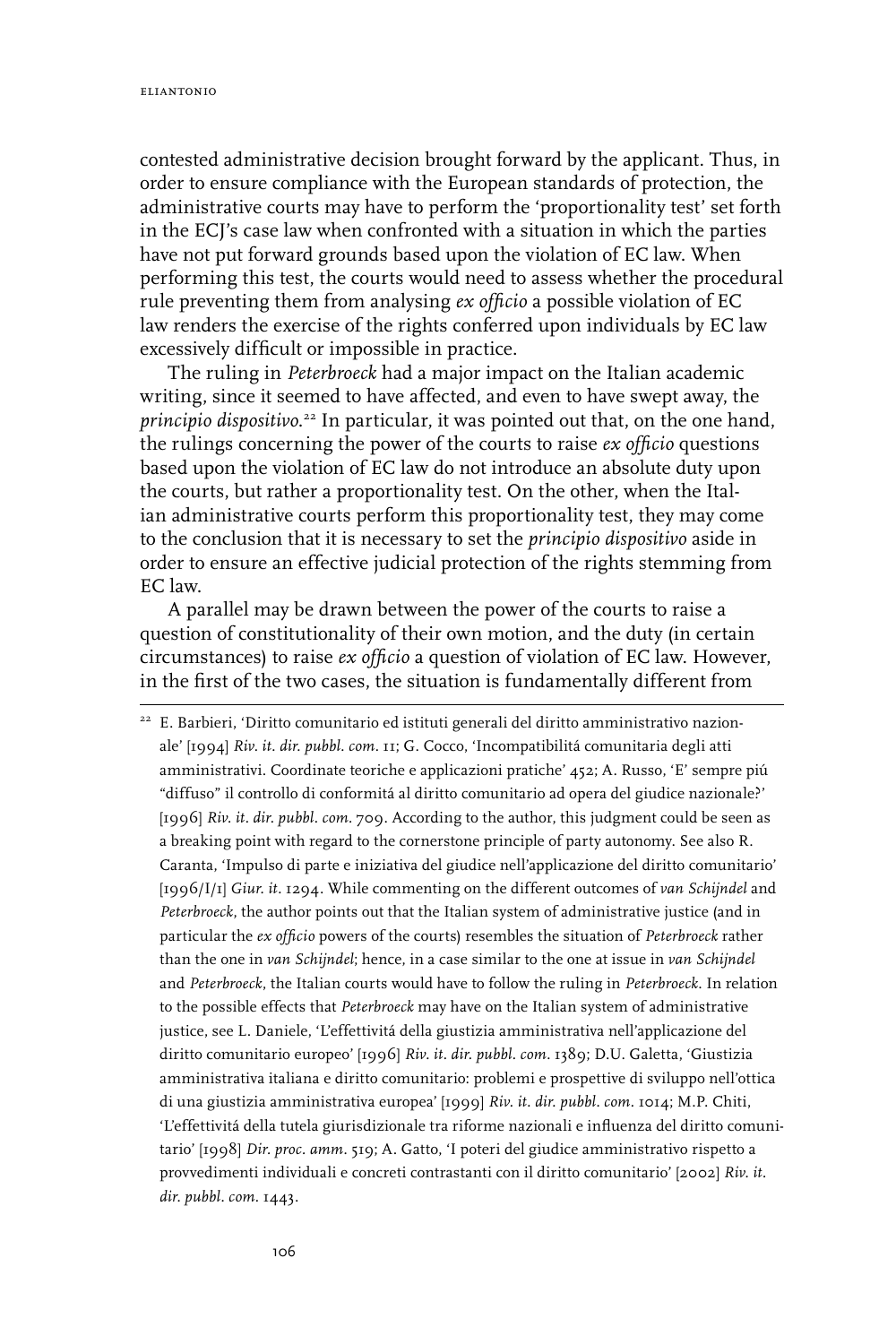contested administrative decision brought forward by the applicant. Thus, in order to ensure compliance with the European standards of protection, the administrative courts may have to perform the 'proportionality test' set forth in the ECJ's case law when confronted with a situation in which the parties have not put forward grounds based upon the violation of EC law. When performing this test, the courts would need to assess whether the procedural rule preventing them from analysing *ex officio* a possible violation of EC law renders the exercise of the rights conferred upon individuals by EC law excessively difficult or impossible in practice.

The ruling in *Peterbroeck* had a major impact on the Italian academic writing, since it seemed to have affected, and even to have swept away, the *principio dispositivo*.[22] In particular, it was pointed out that, on the one hand, the rulings concerning the power of the courts to raise *ex officio* questions based upon the violation of EC law do not introduce an absolute duty upon the courts, but rather a proportionality test. On the other, when the Italian administrative courts perform this proportionality test, they may come to the conclusion that it is necessary to set the *principio dispositivo* aside in order to ensure an effective judicial protection of the rights stemming from EC law.

A parallel may be drawn between the power of the courts to raise a question of constitutionality of their own motion, and the duty (in certain circumstances) to raise *ex officio* a question of violation of EC law. However, in the first of the two cases, the situation is fundamentally different from

---

[22] E. Barbieri, 'Diritto comunitario ed istituti generali del diritto amministrativo nazionale' [1994] *Riv. it. dir. pubbl. com.* 11; G. Cocco, 'Incompatibilitá comunitaria degli atti amministrativi. Coordinate teoriche e applicazioni pratiche' 452; A. Russo, 'E' sempre piú "diffuso" il controllo di conformitá al diritto comunitario ad opera del giudice nazionale?' [1996] *Riv. it. dir. pubbl. com.* 709. According to the author, this judgment could be seen as a breaking point with regard to the cornerstone principle of party autonomy. See also R. Caranta, 'Impulso di parte e iniziativa del giudice nell'applicazione del diritto comunitario' [1996/I/1] *Giur. it.* 1294. While commenting on the different outcomes of *van Schijndel* and *Peterbroeck*, the author points out that the Italian system of administrative justice (and in particular the *ex officio* powers of the courts) resembles the situation of *Peterbroeck* rather than the one in *van Schijndel*; hence, in a case similar to the one at issue in *van Schijndel* and *Peterbroeck*, the Italian courts would have to follow the ruling in *Peterbroeck*. In relation to the possible effects that *Peterbroeck* may have on the Italian system of administrative justice, see L. Daniele, 'L'effettivitá della giustizia amministrativa nell'applicazione del diritto comunitario europeo' [1996] *Riv. it. dir. pubbl. com.* 1389; D.U. Galetta, 'Giustizia amministrativa italiana e diritto comunitario: problemi e prospettive di sviluppo nell'ottica di una giustizia amministrativa europea' [1999] *Riv. it. dir. pubbl. com.* 1014; M.P. Chiti, 'L'effettivitá della tutela giurisdizionale tra riforme nazionali e influenza del diritto comunitario' [1998] *Dir. proc. amm.* 519; A. Gatto, 'I poteri del giudice amministrativo rispetto a provvedimenti individuali e concreti contrastanti con il diritto comunitario' [2002] *Riv. it. dir. pubbl. com.* 1443.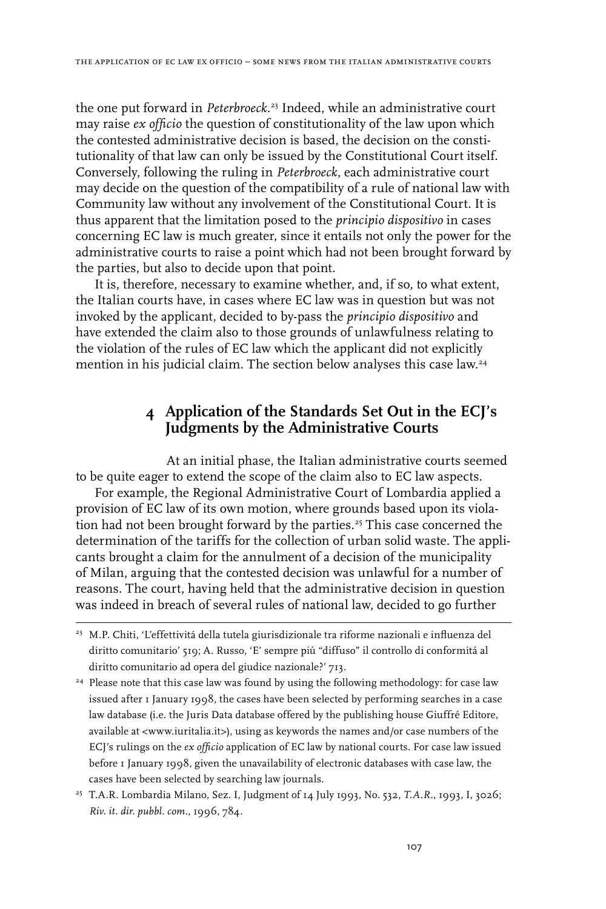the one put forward in *Peterbroeck*.[23] Indeed, while an administrative court may raise *ex officio* the question of constitutionality of the law upon which the contested administrative decision is based, the decision on the constitutionality of that law can only be issued by the Constitutional Court itself. Conversely, following the ruling in *Peterbroeck*, each administrative court may decide on the question of the compatibility of a rule of national law with Community law without any involvement of the Constitutional Court. It is thus apparent that the limitation posed to the *principio dispositivo* in cases concerning EC law is much greater, since it entails not only the power for the administrative courts to raise a point which had not been brought forward by the parties, but also to decide upon that point.

It is, therefore, necessary to examine whether, and, if so, to what extent, the Italian courts have, in cases where EC law was in question but was not invoked by the applicant, decided to by-pass the *principio dispositivo* and have extended the claim also to those grounds of unlawfulness relating to the violation of the rules of EC law which the applicant did not explicitly mention in his judicial claim. The section below analyses this case law.[24]

## 4 Application of the Standards Set Out in the ECJ's Judgments by the Administrative Courts

At an initial phase, the Italian administrative courts seemed to be quite eager to extend the scope of the claim also to EC law aspects.

For example, the Regional Administrative Court of Lombardia applied a provision of EC law of its own motion, where grounds based upon its violation had not been brought forward by the parties.[25] This case concerned the determination of the tariffs for the collection of urban solid waste. The applicants brought a claim for the annulment of a decision of the municipality of Milan, arguing that the contested decision was unlawful for a number of reasons. The court, having held that the administrative decision in question was indeed in breach of several rules of national law, decided to go further

---

[23] M.P. Chiti, 'L'effettivitá della tutela giurisdizionale tra riforme nazionali e influenza del diritto comunitario' 519; A. Russo, 'E' sempre piú "diffuso" il controllo di conformitá al diritto comunitario ad opera del giudice nazionale?' 713.

[24] Please note that this case law was found by using the following methodology: for case law issued after 1 January 1998, the cases have been selected by performing searches in a case law database (i.e. the Juris Data database offered by the publishing house Giuffré Editore, available at <www.iuritalia.it>), using as keywords the names and/or case numbers of the ECJ's rulings on the *ex officio* application of EC law by national courts. For case law issued before 1 January 1998, given the unavailability of electronic databases with case law, the cases have been selected by searching law journals.

[25] T.A.R. Lombardia Milano, Sez. I, Judgment of 14 July 1993, No. 532, *T.A.R.*, 1993, I, 3026; *Riv. it. dir. pubbl. com.*, 1996, 784.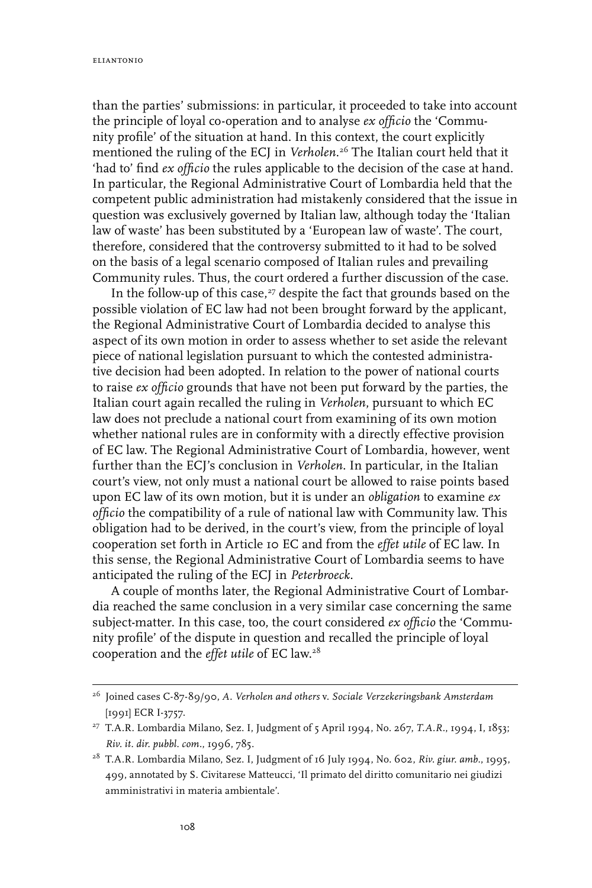than the parties' submissions: in particular, it proceeded to take into account the principle of loyal co-operation and to analyse *ex officio* the 'Community profile' of the situation at hand. In this context, the court explicitly mentioned the ruling of the ECJ in *Verholen*.[26] The Italian court held that it 'had to' find *ex officio* the rules applicable to the decision of the case at hand. In particular, the Regional Administrative Court of Lombardia held that the competent public administration had mistakenly considered that the issue in question was exclusively governed by Italian law, although today the 'Italian law of waste' has been substituted by a 'European law of waste'. The court, therefore, considered that the controversy submitted to it had to be solved on the basis of a legal scenario composed of Italian rules and prevailing Community rules. Thus, the court ordered a further discussion of the case.

In the follow-up of this case,[27] despite the fact that grounds based on the possible violation of EC law had not been brought forward by the applicant, the Regional Administrative Court of Lombardia decided to analyse this aspect of its own motion in order to assess whether to set aside the relevant piece of national legislation pursuant to which the contested administrative decision had been adopted. In relation to the power of national courts to raise *ex officio* grounds that have not been put forward by the parties, the Italian court again recalled the ruling in *Verholen*, pursuant to which EC law does not preclude a national court from examining of its own motion whether national rules are in conformity with a directly effective provision of EC law. The Regional Administrative Court of Lombardia, however, went further than the ECJ's conclusion in *Verholen*. In particular, in the Italian court's view, not only must a national court be allowed to raise points based upon EC law of its own motion, but it is under an *obligation* to examine *ex officio* the compatibility of a rule of national law with Community law. This obligation had to be derived, in the court's view, from the principle of loyal cooperation set forth in Article 10 EC and from the *effet utile* of EC law. In this sense, the Regional Administrative Court of Lombardia seems to have anticipated the ruling of the ECJ in *Peterbroeck*.

A couple of months later, the Regional Administrative Court of Lombardia reached the same conclusion in a very similar case concerning the same subject-matter. In this case, too, the court considered *ex officio* the 'Community profile' of the dispute in question and recalled the principle of loyal cooperation and the *effet utile* of EC law.[28]

---

[26] Joined cases C-87-89/90, *A. Verholen and others* v. *Sociale Verzekeringsbank Amsterdam* [1991] ECR I-3757.

[27] T.A.R. Lombardia Milano, Sez. I, Judgment of 5 April 1994, No. 267, *T.A.R.*, 1994, I, 1853; *Riv. it. dir. pubbl. com.*, 1996, 785.

[28] T.A.R. Lombardia Milano, Sez. I, Judgment of 16 July 1994, No. 602, *Riv. giur. amb.*, 1995, 499, annotated by S. Civitarese Matteucci, 'Il primato del diritto comunitario nei giudizi amministrativi in materia ambientale'.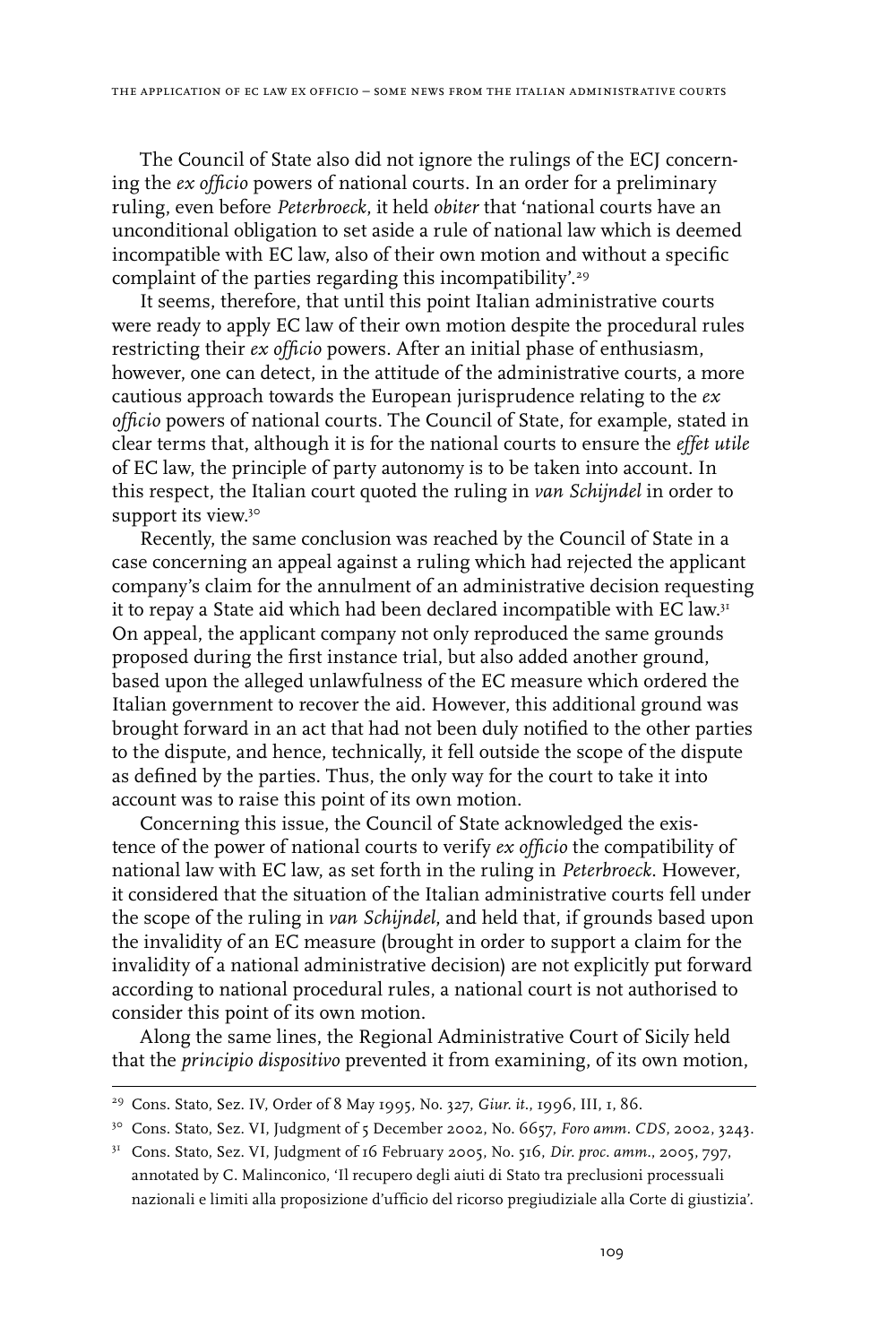The Council of State also did not ignore the rulings of the ECJ concerning the *ex officio* powers of national courts. In an order for a preliminary ruling, even before *Peterbroeck*, it held *obiter* that 'national courts have an unconditional obligation to set aside a rule of national law which is deemed incompatible with EC law, also of their own motion and without a specific complaint of the parties regarding this incompatibility'.[29]

It seems, therefore, that until this point Italian administrative courts were ready to apply EC law of their own motion despite the procedural rules restricting their *ex officio* powers. After an initial phase of enthusiasm, however, one can detect, in the attitude of the administrative courts, a more cautious approach towards the European jurisprudence relating to the *ex officio* powers of national courts. The Council of State, for example, stated in clear terms that, although it is for the national courts to ensure the *effet utile* of EC law, the principle of party autonomy is to be taken into account. In this respect, the Italian court quoted the ruling in *van Schijndel* in order to support its view.[30]

Recently, the same conclusion was reached by the Council of State in a case concerning an appeal against a ruling which had rejected the applicant company's claim for the annulment of an administrative decision requesting it to repay a State aid which had been declared incompatible with EC law.[31] On appeal, the applicant company not only reproduced the same grounds proposed during the first instance trial, but also added another ground, based upon the alleged unlawfulness of the EC measure which ordered the Italian government to recover the aid. However, this additional ground was brought forward in an act that had not been duly notified to the other parties to the dispute, and hence, technically, it fell outside the scope of the dispute as defined by the parties. Thus, the only way for the court to take it into account was to raise this point of its own motion.

Concerning this issue, the Council of State acknowledged the existence of the power of national courts to verify *ex officio* the compatibility of national law with EC law, as set forth in the ruling in *Peterbroeck*. However, it considered that the situation of the Italian administrative courts fell under the scope of the ruling in *van Schijndel*, and held that, if grounds based upon the invalidity of an EC measure (brought in order to support a claim for the invalidity of a national administrative decision) are not explicitly put forward according to national procedural rules, a national court is not authorised to consider this point of its own motion.

Along the same lines, the Regional Administrative Court of Sicily held that the *principio dispositivo* prevented it from examining, of its own motion,

---

[29] Cons. Stato, Sez. IV, Order of 8 May 1995, No. 327, *Giur. it.*, 1996, III, 1, 86.

[30] Cons. Stato, Sez. VI, Judgment of 5 December 2002, No. 6657, *Foro amm. CDS*, 2002, 3243.

[31] Cons. Stato, Sez. VI, Judgment of 16 February 2005, No. 516, *Dir. proc. amm.*, 2005, 797, annotated by C. Malinconico, 'Il recupero degli aiuti di Stato tra preclusioni processuali nazionali e limiti alla proposizione d'ufficio del ricorso pregiudiziale alla Corte di giustizia'.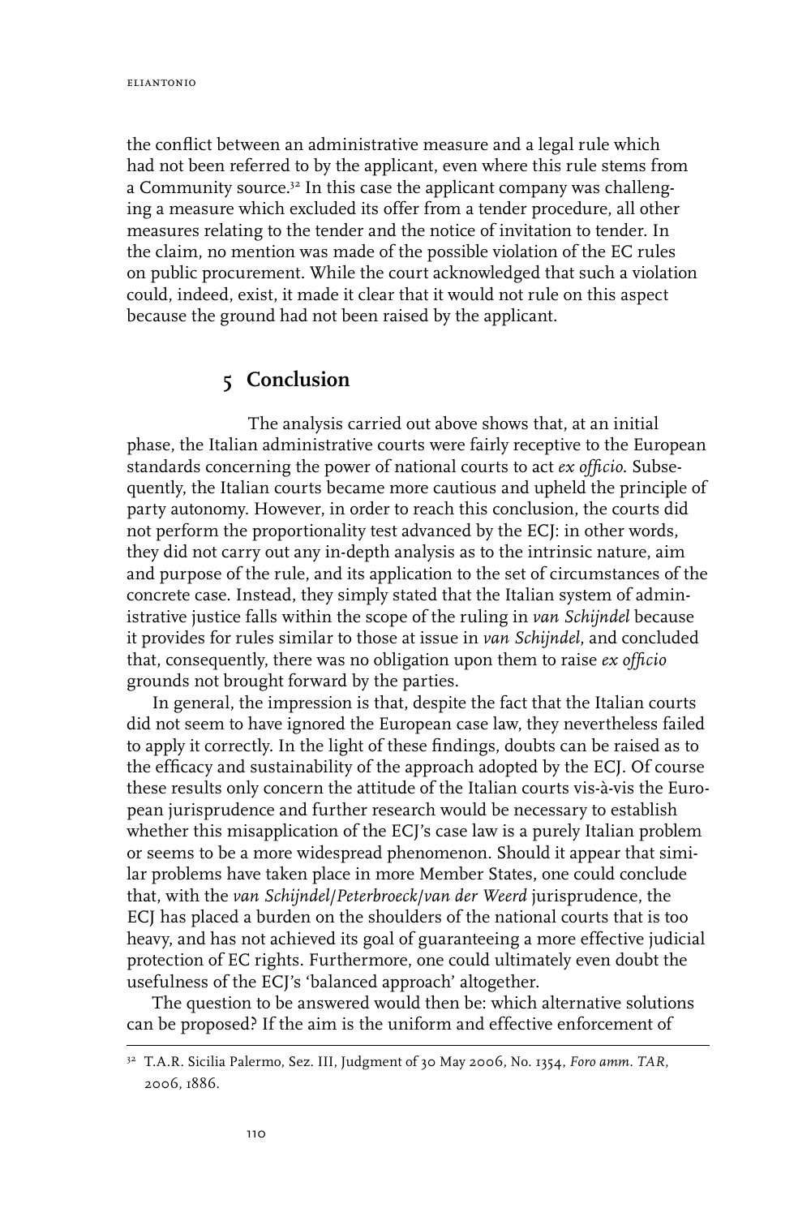the conflict between an administrative measure and a legal rule which had not been referred to by the applicant, even where this rule stems from a Community source.[32] In this case the applicant company was challenging a measure which excluded its offer from a tender procedure, all other measures relating to the tender and the notice of invitation to tender. In the claim, no mention was made of the possible violation of the EC rules on public procurement. While the court acknowledged that such a violation could, indeed, exist, it made it clear that it would not rule on this aspect because the ground had not been raised by the applicant.

## 5 Conclusion

The analysis carried out above shows that, at an initial phase, the Italian administrative courts were fairly receptive to the European standards concerning the power of national courts to act *ex officio*. Subsequently, the Italian courts became more cautious and upheld the principle of party autonomy. However, in order to reach this conclusion, the courts did not perform the proportionality test advanced by the ECJ: in other words, they did not carry out any in-depth analysis as to the intrinsic nature, aim and purpose of the rule, and its application to the set of circumstances of the concrete case. Instead, they simply stated that the Italian system of administrative justice falls within the scope of the ruling in *van Schijndel* because it provides for rules similar to those at issue in *van Schijndel*, and concluded that, consequently, there was no obligation upon them to raise *ex officio* grounds not brought forward by the parties.

In general, the impression is that, despite the fact that the Italian courts did not seem to have ignored the European case law, they nevertheless failed to apply it correctly. In the light of these findings, doubts can be raised as to the efficacy and sustainability of the approach adopted by the ECJ. Of course these results only concern the attitude of the Italian courts vis-à-vis the European jurisprudence and further research would be necessary to establish whether this misapplication of the ECJ's case law is a purely Italian problem or seems to be a more widespread phenomenon. Should it appear that similar problems have taken place in more Member States, one could conclude that, with the *van Schijndel/Peterbroeck/van der Weerd* jurisprudence, the ECJ has placed a burden on the shoulders of the national courts that is too heavy, and has not achieved its goal of guaranteeing a more effective judicial protection of EC rights. Furthermore, one could ultimately even doubt the usefulness of the ECJ's 'balanced approach' altogether.

The question to be answered would then be: which alternative solutions can be proposed? If the aim is the uniform and effective enforcement of

---

[32] T.A.R. Sicilia Palermo, Sez. III, Judgment of 30 May 2006, No. 1354, *Foro amm. TAR*, 2006, 1886.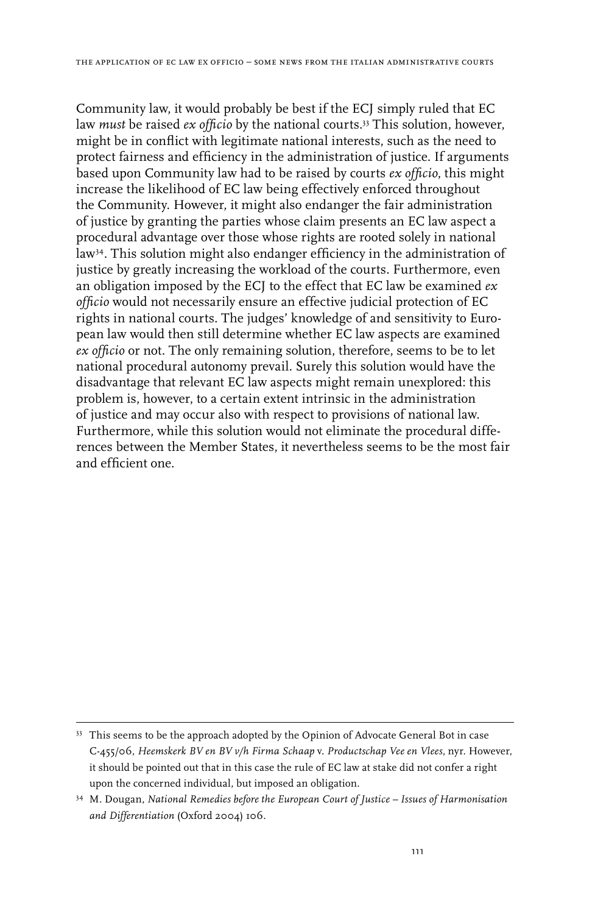Community law, it would probably be best if the ECJ simply ruled that EC law *must* be raised *ex officio* by the national courts.[33] This solution, however, might be in conflict with legitimate national interests, such as the need to protect fairness and efficiency in the administration of justice. If arguments based upon Community law had to be raised by courts *ex officio*, this might increase the likelihood of EC law being effectively enforced throughout the Community. However, it might also endanger the fair administration of justice by granting the parties whose claim presents an EC law aspect a procedural advantage over those whose rights are rooted solely in national law[34]. This solution might also endanger efficiency in the administration of justice by greatly increasing the workload of the courts. Furthermore, even an obligation imposed by the ECJ to the effect that EC law be examined *ex officio* would not necessarily ensure an effective judicial protection of EC rights in national courts. The judges' knowledge of and sensitivity to European law would then still determine whether EC law aspects are examined *ex officio* or not. The only remaining solution, therefore, seems to be to let national procedural autonomy prevail. Surely this solution would have the disadvantage that relevant EC law aspects might remain unexplored: this problem is, however, to a certain extent intrinsic in the administration of justice and may occur also with respect to provisions of national law. Furthermore, while this solution would not eliminate the procedural differences between the Member States, it nevertheless seems to be the most fair and efficient one.

---

[33] This seems to be the approach adopted by the Opinion of Advocate General Bot in case C-455/06, *Heemskerk BV en BV v/h Firma Schaap* v. *Productschap Vee en Vlees*, nyr. However, it should be pointed out that in this case the rule of EC law at stake did not confer a right upon the concerned individual, but imposed an obligation.

[34] M. Dougan, *National Remedies before the European Court of Justice – Issues of Harmonisation and Differentiation* (Oxford 2004) 106.